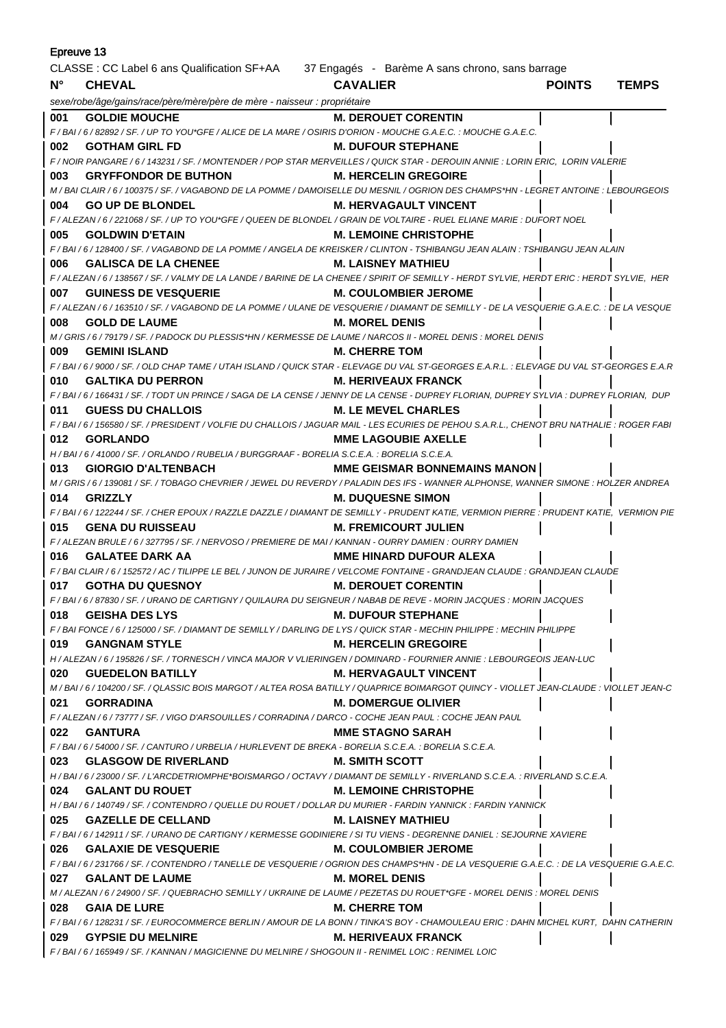Epreuve 13

CLASSE : CC Label 6 ans Qualification SF+AA    37 Engagés - Barème A sans chrono, sans barrage

| N° | CHEVAL | CAVALIER | POINTS | TEMPS |
|---|---|---|---|---|
| | *sexe/robe/âge/gains/race/père/mère/père de mère - naisseur : propriétaire* | | | |
| 001 | **GOLDIE MOUCHE** | **M. DEROUET CORENTIN** | | |
| | *F / BAI / 6 / 82892 / SF. / UP TO YOU\*GFE / ALICE DE LA MARE / OSIRIS D'ORION - MOUCHE G.A.E.C. : MOUCHE G.A.E.C.* | | | |
| 002 | **GOTHAM GIRL FD** | **M. DUFOUR STEPHANE** | | |
| | *F / NOIR PANGARE / 6 / 143231 / SF. / MONTENDER / POP STAR MERVEILLES / QUICK STAR - DEROUIN ANNIE : LORIN ERIC, LORIN VALERIE* | | | |
| 003 | **GRYFFONDOR DE BUTHON** | **M. HERCELIN GREGOIRE** | | |
| | *M / BAI CLAIR / 6 / 100375 / SF. / VAGABOND DE LA POMME / DAMOISELLE DU MESNIL / OGRION DES CHAMPS\*HN - LEGRET ANTOINE : LEBOURGEOIS* | | | |
| 004 | **GO UP DE BLONDEL** | **M. HERVAGAULT VINCENT** | | |
| | *F / ALEZAN / 6 / 221068 / SF. / UP TO YOU\*GFE / QUEEN DE BLONDEL / GRAIN DE VOLTAIRE - RUEL ELIANE MARIE : DUFORT NOEL* | | | |
| 005 | **GOLDWIN D'ETAIN** | **M. LEMOINE CHRISTOPHE** | | |
| | *F / BAI / 6 / 128400 / SF. / VAGABOND DE LA POMME / ANGELA DE KREISKER / CLINTON - TSHIBANGU JEAN ALAIN : TSHIBANGU JEAN ALAIN* | | | |
| 006 | **GALISCA DE LA CHENEE** | **M. LAISNEY MATHIEU** | | |
| | *F / ALEZAN / 6 / 138567 / SF. / VALMY DE LA LANDE / BARINE DE LA CHENEE / SPIRIT OF SEMILLY - HERDT SYLVIE, HERDT ERIC : HERDT SYLVIE, HER* | | | |
| 007 | **GUINESS DE VESQUERIE** | **M. COULOMBIER JEROME** | | |
| | *F / ALEZAN / 6 / 163510 / SF. / VAGABOND DE LA POMME / ULANE DE VESQUERIE / DIAMANT DE SEMILLY - DE LA VESQUERIE G.A.E.C. : DE LA VESQUE* | | | |
| 008 | **GOLD DE LAUME** | **M. MOREL DENIS** | | |
| | *M / GRIS / 6 / 79179 / SF. / PADOCK DU PLESSIS\*HN / KERMESSE DE LAUME / NARCOS II - MOREL DENIS : MOREL DENIS* | | | |
| 009 | **GEMINI ISLAND** | **M. CHERRE TOM** | | |
| | *F / BAI / 6 / 9000 / SF. / OLD CHAP TAME / UTAH ISLAND / QUICK STAR - ELEVAGE DU VAL ST-GEORGES E.A.R.L. : ELEVAGE DU VAL ST-GEORGES E.A.R* | | | |
| 010 | **GALTIKA DU PERRON** | **M. HERIVEAUX FRANCK** | | |
| | *F / BAI / 6 / 166431 / SF. / TODT UN PRINCE / SAGA DE LA CENSE / JENNY DE LA CENSE - DUPREY FLORIAN, DUPREY SYLVIA : DUPREY FLORIAN, DUP* | | | |
| 011 | **GUESS DU CHALLOIS** | **M. LE MEVEL CHARLES** | | |
| | *F / BAI / 6 / 156580 / SF. / PRESIDENT / VOLFIE DU CHALLOIS / JAGUAR MAIL - LES ECURIES DE PEHOU S.A.R.L., CHENOT BRU NATHALIE : ROGER FABI* | | | |
| 012 | **GORLANDO** | **MME LAGOUBIE AXELLE** | | |
| | *H / BAI / 6 / 41000 / SF. / ORLANDO / RUBELIA / BURGGRAAF - BORELIA S.C.E.A. : BORELIA S.C.E.A.* | | | |
| 013 | **GIORGIO D'ALTENBACH** | **MME GEISMAR BONNEMAINS MANON** | | |
| | *M / GRIS / 6 / 139081 / SF. / TOBAGO CHEVRIER / JEWEL DU REVERDY / PALADIN DES IFS - WANNER ALPHONSE, WANNER SIMONE : HOLZER ANDREA* | | | |
| 014 | **GRIZZLY** | **M. DUQUESNE SIMON** | | |
| | *F / BAI / 6 / 122244 / SF. / CHER EPOUX / RAZZLE DAZZLE / DIAMANT DE SEMILLY - PRUDENT KATIE, VERMION PIERRE : PRUDENT KATIE, VERMION PIE* | | | |
| 015 | **GENA DU RUISSEAU** | **M. FREMICOURT JULIEN** | | |
| | *F / ALEZAN BRULE / 6 / 327795 / SF. / NERVOSO / PREMIERE DE MAI / KANNAN - OURRY DAMIEN : OURRY DAMIEN* | | | |
| 016 | **GALATEE DARK AA** | **MME HINARD DUFOUR ALEXA** | | |
| | *F / BAI CLAIR / 6 / 152572 / AC / TILIPPE LE BEL / JUNON DE JURAIRE / VELCOME FONTAINE - GRANDJEAN CLAUDE : GRANDJEAN CLAUDE* | | | |
| 017 | **GOTHA DU QUESNOY** | **M. DEROUET CORENTIN** | | |
| | *F / BAI / 6 / 87830 / SF. / URANO DE CARTIGNY / QUILAURA DU SEIGNEUR / NABAB DE REVE - MORIN JACQUES : MORIN JACQUES* | | | |
| 018 | **GEISHA DES LYS** | **M. DUFOUR STEPHANE** | | |
| | *F / BAI FONCE / 6 / 125000 / SF. / DIAMANT DE SEMILLY / DARLING DE LYS / QUICK STAR - MECHIN PHILIPPE : MECHIN PHILIPPE* | | | |
| 019 | **GANGNAM STYLE** | **M. HERCELIN GREGOIRE** | | |
| | *H / ALEZAN / 6 / 195826 / SF. / TORNESCH / VINCA MAJOR V VLIERINGEN / DOMINARD - FOURNIER ANNIE : LEBOURGEOIS JEAN-LUC* | | | |
| 020 | **GUEDELON BATILLY** | **M. HERVAGAULT VINCENT** | | |
| | *M / BAI / 6 / 104200 / SF. / QLASSIC BOIS MARGOT / ALTEA ROSA BATILLY / QUAPRICE BOIMARGOT QUINCY - VIOLLET JEAN-CLAUDE : VIOLLET JEAN-C* | | | |
| 021 | **GORRADINA** | **M. DOMERGUE OLIVIER** | | |
| | *F / ALEZAN / 6 / 73777 / SF. / VIGO D'ARSOUILLES / CORRADINA / DARCO - COCHE JEAN PAUL : COCHE JEAN PAUL* | | | |
| 022 | **GANTURA** | **MME STAGNO SARAH** | | |
| | *F / BAI / 6 / 54000 / SF. / CANTURO / URBELIA / HURLEVENT DE BREKA - BORELIA S.C.E.A. : BORELIA S.C.E.A.* | | | |
| 023 | **GLASGOW DE RIVERLAND** | **M. SMITH SCOTT** | | |
| | *H / BAI / 6 / 23000 / SF. / L'ARCDETRIOMPHE\*BOISMARGO / OCTAVY / DIAMANT DE SEMILLY - RIVERLAND S.C.E.A. : RIVERLAND S.C.E.A.* | | | |
| 024 | **GALANT DU ROUET** | **M. LEMOINE CHRISTOPHE** | | |
| | *H / BAI / 6 / 140749 / SF. / CONTENDRO / QUELLE DU ROUET / DOLLAR DU MURIER - FARDIN YANNICK : FARDIN YANNICK* | | | |
| 025 | **GAZELLE DE CELLAND** | **M. LAISNEY MATHIEU** | | |
| | *F / BAI / 6 / 142911 / SF. / URANO DE CARTIGNY / KERMESSE GODINIERE / SI TU VIENS - DEGRENNE DANIEL : SEJOURNE XAVIERE* | | | |
| 026 | **GALAXIE DE VESQUERIE** | **M. COULOMBIER JEROME** | | |
| | *F / BAI / 6 / 231766 / SF. / CONTENDRO / TANELLE DE VESQUERIE / OGRION DES CHAMPS\*HN - DE LA VESQUERIE G.A.E.C. : DE LA VESQUERIE G.A.E.C.* | | | |
| 027 | **GALANT DE LAUME** | **M. MOREL DENIS** | | |
| | *M / ALEZAN / 6 / 24900 / SF. / QUEBRACHO SEMILLY / UKRAINE DE LAUME / PEZETAS DU ROUET\*GFE - MOREL DENIS : MOREL DENIS* | | | |
| 028 | **GAIA DE LURE** | **M. CHERRE TOM** | | |
| | *F / BAI / 6 / 128231 / SF. / EUROCOMMERCE BERLIN / AMOUR DE LA BONN / TINKA'S BOY - CHAMOULEAU ERIC : DAHN MICHEL KURT, DAHN CATHERIN* | | | |
| 029 | **GYPSIE DU MELNIRE** | **M. HERIVEAUX FRANCK** | | |
| | *F / BAI / 6 / 165949 / SF. / KANNAN / MAGICIENNE DU MELNIRE / SHOGOUN II - RENIMEL LOIC : RENIMEL LOIC* | | | |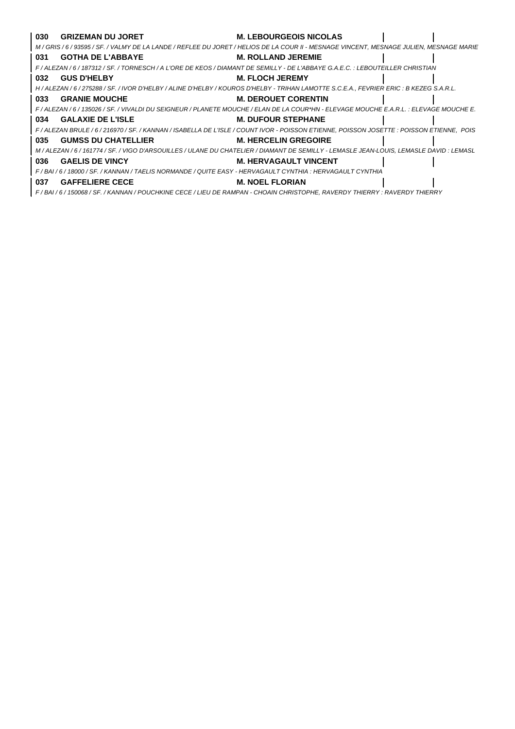| | | | | |
|---|---|---|---|---|
| **030** | **GRIZEMAN DU JORET** | **M. LEBOURGEOIS NICOLAS** | | |
| *M / GRIS / 6 / 93595 / SF. / VALMY DE LA LANDE / REFLEE DU JORET / HELIOS DE LA COUR II - MESNAGE VINCENT, MESNAGE JULIEN, MESNAGE MARIE* | | | | |
| **031** | **GOTHA DE L'ABBAYE** | **M. ROLLAND JEREMIE** | | |
| *F / ALEZAN / 6 / 187312 / SF. / TORNESCH / A L'ORE DE KEOS / DIAMANT DE SEMILLY - DE L'ABBAYE G.A.E.C. : LEBOUTEILLER CHRISTIAN* | | | | |
| **032** | **GUS D'HELBY** | **M. FLOCH JEREMY** | | |
| *H / ALEZAN / 6 / 275288 / SF. / IVOR D'HELBY / ALINE D'HELBY / KOUROS D'HELBY - TRIHAN LAMOTTE S.C.E.A., FEVRIER ERIC : B KEZEG S.A.R.L.* | | | | |
| **033** | **GRANIE MOUCHE** | **M. DEROUET CORENTIN** | | |
| *F / ALEZAN / 6 / 135026 / SF. / VIVALDI DU SEIGNEUR / PLANETE MOUCHE / ELAN DE LA COUR*HN - ELEVAGE MOUCHE E.A.R.L. : ELEVAGE MOUCHE E.* | | | | |
| **034** | **GALAXIE DE L'ISLE** | **M. DUFOUR STEPHANE** | | |
| *F / ALEZAN BRULE / 6 / 216970 / SF. / KANNAN / ISABELLA DE L'ISLE / COUNT IVOR - POISSON ETIENNE, POISSON JOSETTE : POISSON ETIENNE, POIS* | | | | |
| **035** | **GUMSS DU CHATELLIER** | **M. HERCELIN GREGOIRE** | | |
| *M / ALEZAN / 6 / 161774 / SF. / VIGO D'ARSOUILLES / ULANE DU CHATELIER / DIAMANT DE SEMILLY - LEMASLE JEAN-LOUIS, LEMASLE DAVID : LEMASL* | | | | |
| **036** | **GAELIS DE VINCY** | **M. HERVAGAULT VINCENT** | | |
| *F / BAI / 6 / 18000 / SF. / KANNAN / TAELIS NORMANDE / QUITE EASY - HERVAGAULT CYNTHIA : HERVAGAULT CYNTHIA* | | | | |
| **037** | **GAFFELIERE CECE** | **M. NOEL FLORIAN** | | |
| *F / BAI / 6 / 150068 / SF. / KANNAN / POUCHKINE CECE / LIEU DE RAMPAN - CHOAIN CHRISTOPHE, RAVERDY THIERRY : RAVERDY THIERRY* | | | | |